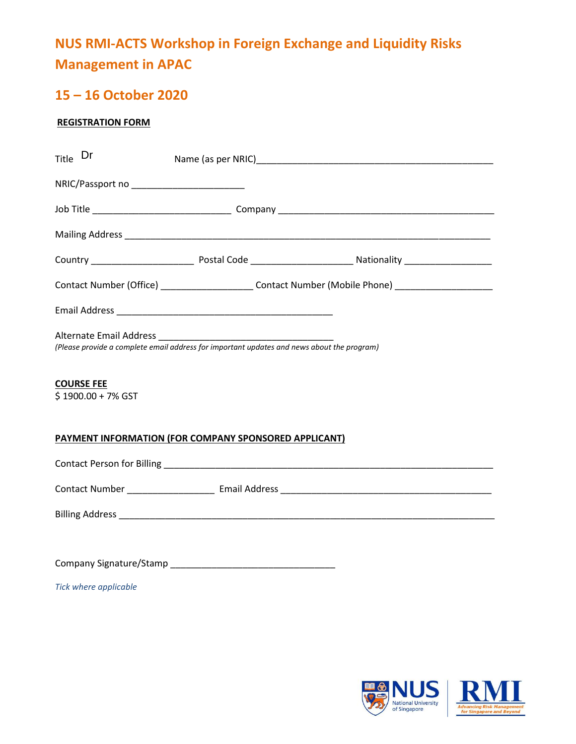# NUS RMI-ACTS Workshop in Foreign Exchange and Liquidity Risks Management in APAC

## 15 – 16 October 2020

**REGISTRATION FORM**

Title Dr Name (as per NRIC)_____________________________________________

NRIC/Passport no ______________________

Job Title ____________________________ Company __________________________________________

Mailing Address ___________________________________________________________________________

Country ____________________ Postal Code ____________________ Nationality _________________

Contact Number (Office) __________________ Contact Number (Mobile Phone) ___________________

Email Address ___________________________________________

Alternate Email Address ___________________________________
*(Please provide a complete email address for important updates and news about the program)*

**COURSE FEE**
$ 1900.00 + 7% GST

**PAYMENT INFORMATION (FOR COMPANY SPONSORED APPLICANT)**

Contact Person for Billing __________________________________________________________________

Contact Number _________________ Email Address __________________________________________

Billing Address ____________________________________________________________________________

Company Signature/Stamp ________________________________

*Tick where applicable*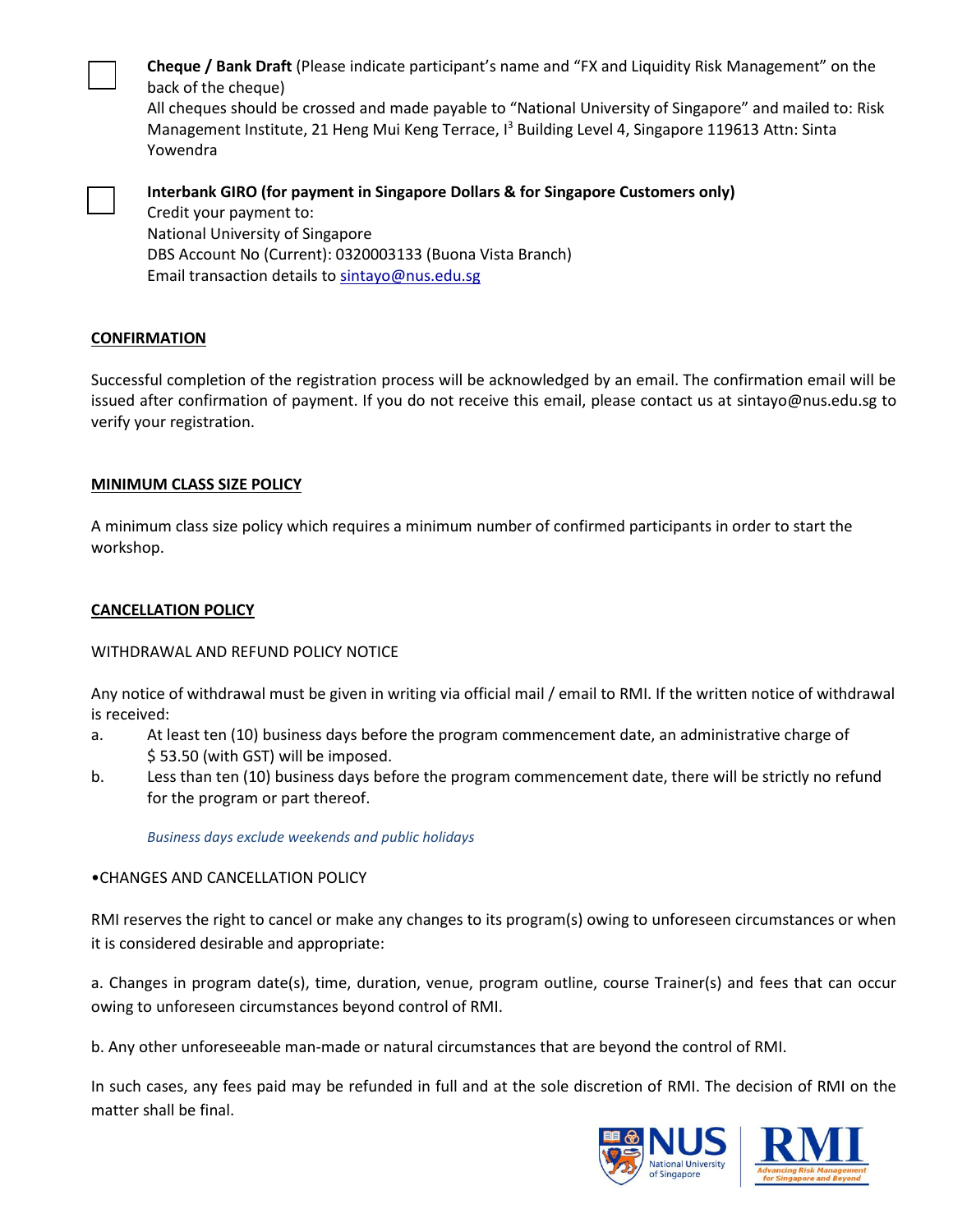☐ **Cheque / Bank Draft** (Please indicate participant's name and "FX and Liquidity Risk Management" on the back of the cheque)
All cheques should be crossed and made payable to "National University of Singapore" and mailed to: Risk Management Institute, 21 Heng Mui Keng Terrace, I[3] Building Level 4, Singapore 119613 Attn: Sinta Yowendra

☐ **Interbank GIRO (for payment in Singapore Dollars & for Singapore Customers only)**
Credit your payment to:
National University of Singapore
DBS Account No (Current): 0320003133 (Buona Vista Branch)
Email transaction details to sintayo@nus.edu.sg

**CONFIRMATION**

Successful completion of the registration process will be acknowledged by an email. The confirmation email will be issued after confirmation of payment. If you do not receive this email, please contact us at sintayo@nus.edu.sg to verify your registration.

**MINIMUM CLASS SIZE POLICY**

A minimum class size policy which requires a minimum number of confirmed participants in order to start the workshop.

**CANCELLATION POLICY**

WITHDRAWAL AND REFUND POLICY NOTICE

Any notice of withdrawal must be given in writing via official mail / email to RMI. If the written notice of withdrawal is received:

a. At least ten (10) business days before the program commencement date, an administrative charge of $ 53.50 (with GST) will be imposed.
b. Less than ten (10) business days before the program commencement date, there will be strictly no refund for the program or part thereof.

*Business days exclude weekends and public holidays*

•CHANGES AND CANCELLATION POLICY

RMI reserves the right to cancel or make any changes to its program(s) owing to unforeseen circumstances or when it is considered desirable and appropriate:

a. Changes in program date(s), time, duration, venue, program outline, course Trainer(s) and fees that can occur owing to unforeseen circumstances beyond control of RMI.

b. Any other unforeseeable man-made or natural circumstances that are beyond the control of RMI.

In such cases, any fees paid may be refunded in full and at the sole discretion of RMI. The decision of RMI on the matter shall be final.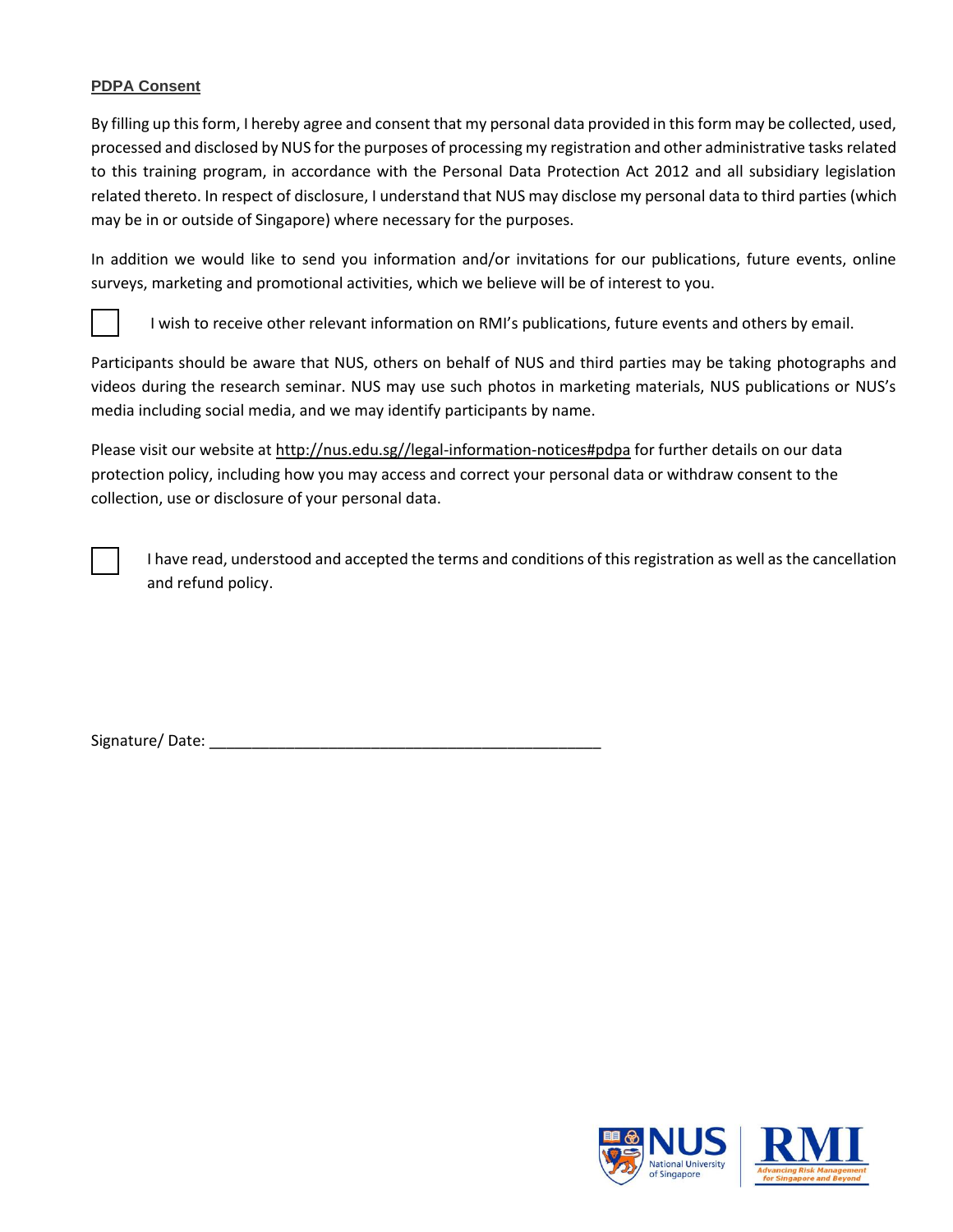**PDPA Consent**

By filling up this form, I hereby agree and consent that my personal data provided in this form may be collected, used, processed and disclosed by NUS for the purposes of processing my registration and other administrative tasks related to this training program, in accordance with the Personal Data Protection Act 2012 and all subsidiary legislation related thereto. In respect of disclosure, I understand that NUS may disclose my personal data to third parties (which may be in or outside of Singapore) where necessary for the purposes.

In addition we would like to send you information and/or invitations for our publications, future events, online surveys, marketing and promotional activities, which we believe will be of interest to you.

☐ I wish to receive other relevant information on RMI's publications, future events and others by email.

Participants should be aware that NUS, others on behalf of NUS and third parties may be taking photographs and videos during the research seminar. NUS may use such photos in marketing materials, NUS publications or NUS's media including social media, and we may identify participants by name.

Please visit our website at http://nus.edu.sg//legal-information-notices#pdpa for further details on our data protection policy, including how you may access and correct your personal data or withdraw consent to the collection, use or disclosure of your personal data.

☐ I have read, understood and accepted the terms and conditions of this registration as well as the cancellation and refund policy.

Signature/ Date: ________________________________________________